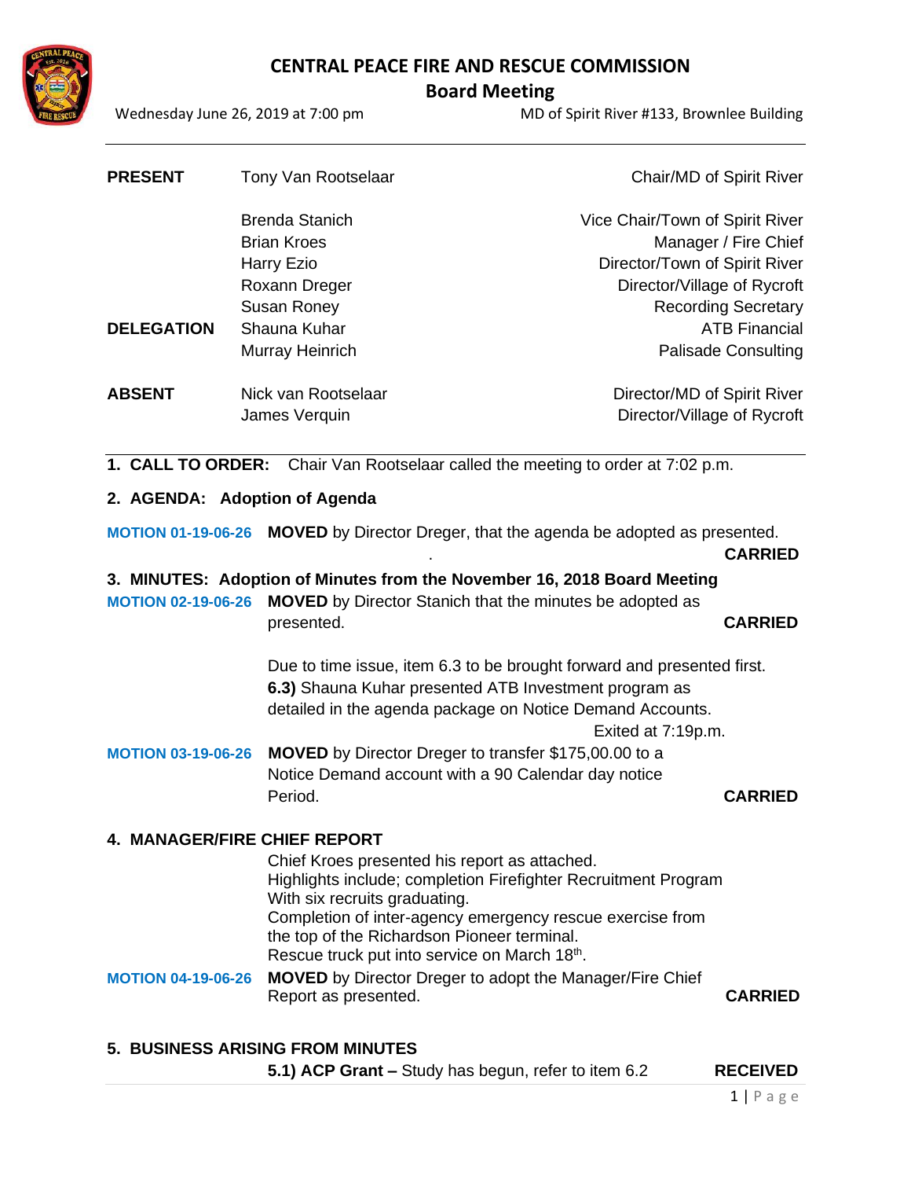# CENTRAL PEACE FIRE AND RESCUE COMMISSION

## Board Meeting

Wednesday June 26, 2019 at 7:00 pm — MD of Spirit River #133, Brownlee Building

| | | |
|---|---|---|
| **PRESENT** | Tony Van Rootselaar | Chair/MD of Spirit River |
| | Brenda Stanich | Vice Chair/Town of Spirit River |
| | Brian Kroes | Manager / Fire Chief |
| | Harry Ezio | Director/Town of Spirit River |
| | Roxann Dreger | Director/Village of Rycroft |
| | Susan Roney | Recording Secretary |
| **DELEGATION** | Shauna Kuhar | ATB Financial |
| | Murray Heinrich | Palisade Consulting |
| **ABSENT** | Nick van Rootselaar | Director/MD of Spirit River |
| | James Verquin | Director/Village of Rycroft |

**1. CALL TO ORDER:** Chair Van Rootselaar called the meeting to order at 7:02 p.m.

**2. AGENDA: Adoption of Agenda**

**MOTION 01-19-06-26** **MOVED** by Director Dreger, that the agenda be adopted as presented.
.
**CARRIED**

**3. MINUTES: Adoption of Minutes from the November 16, 2018 Board Meeting**

**MOTION 02-19-06-26** **MOVED** by Director Stanich that the minutes be adopted as presented. **CARRIED**

Due to time issue, item 6.3 to be brought forward and presented first.
**6.3)** Shauna Kuhar presented ATB Investment program as detailed in the agenda package on Notice Demand Accounts.
Exited at 7:19p.m.

**MOTION 03-19-06-26** **MOVED** by Director Dreger to transfer $175,00.00 to a Notice Demand account with a 90 Calendar day notice Period. **CARRIED**

**4. MANAGER/FIRE CHIEF REPORT**

Chief Kroes presented his report as attached.
Highlights include; completion Firefighter Recruitment Program With six recruits graduating.
Completion of inter-agency emergency rescue exercise from the top of the Richardson Pioneer terminal.
Rescue truck put into service on March 18th.

**MOTION 04-19-06-26** **MOVED** by Director Dreger to adopt the Manager/Fire Chief Report as presented. **CARRIED**

**5. BUSINESS ARISING FROM MINUTES**

**5.1) ACP Grant –** Study has begun, refer to item 6.2 **RECEIVED**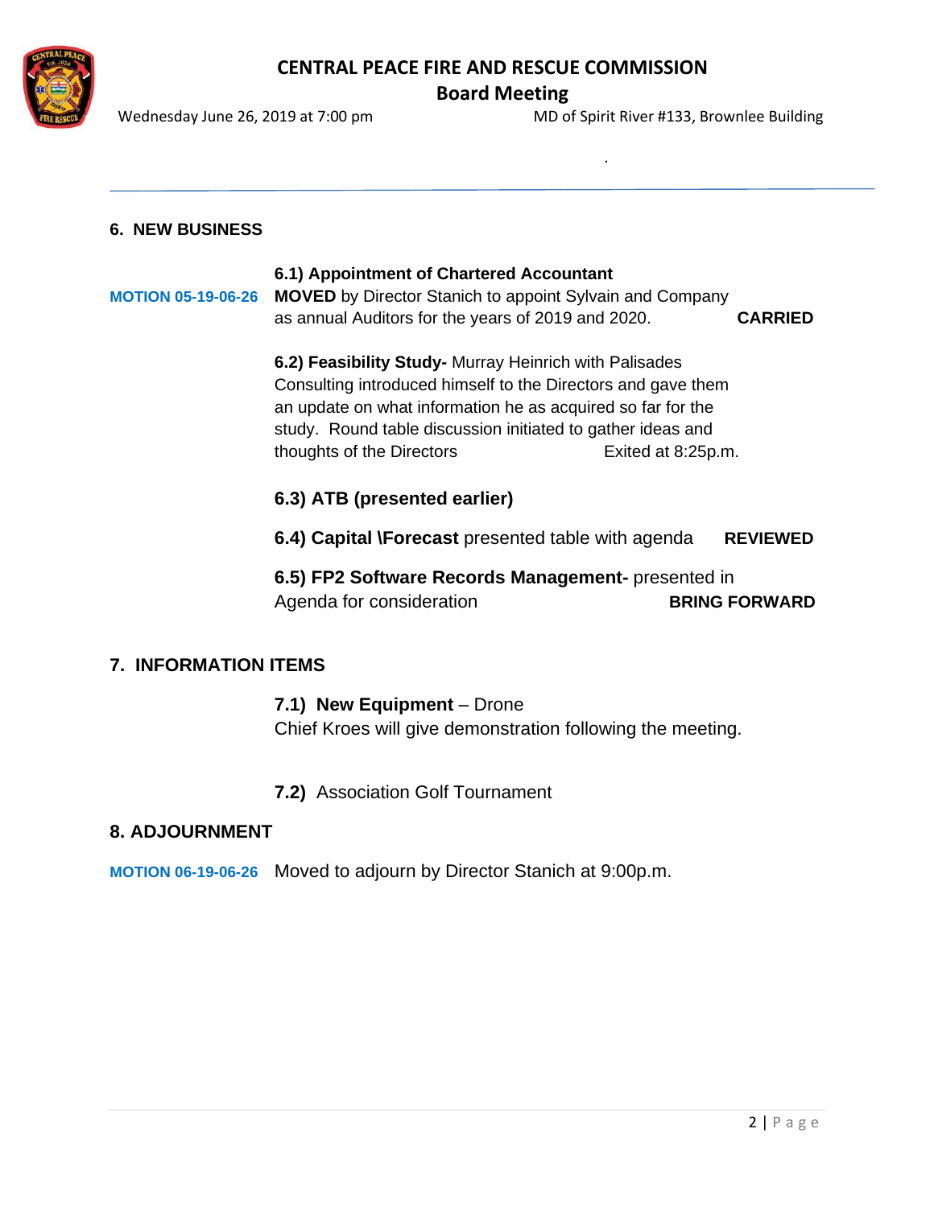# CENTRAL PEACE FIRE AND RESCUE COMMISSION

## Board Meeting

Wednesday June 26, 2019 at 7:00 pm — MD of Spirit River #133, Brownlee Building

## 6. NEW BUSINESS

**6.1) Appointment of Chartered Accountant**

**MOTION 05-19-06-26** — **MOVED** by Director Stanich to appoint Sylvain and Company as annual Auditors for the years of 2019 and 2020. **CARRIED**

**6.2) Feasibility Study-** Murray Heinrich with Palisades Consulting introduced himself to the Directors and gave them an update on what information he as acquired so far for the study. Round table discussion initiated to gather ideas and thoughts of the Directors. Exited at 8:25p.m.

**6.3) ATB (presented earlier)**

**6.4) Capital \Forecast** presented table with agenda **REVIEWED**

**6.5) FP2 Software Records Management-** presented in Agenda for consideration **BRING FORWARD**

## 7. INFORMATION ITEMS

**7.1) New Equipment** – Drone
Chief Kroes will give demonstration following the meeting.

**7.2)** Association Golf Tournament

## 8. ADJOURNMENT

**MOTION 06-19-06-26** — Moved to adjourn by Director Stanich at 9:00p.m.